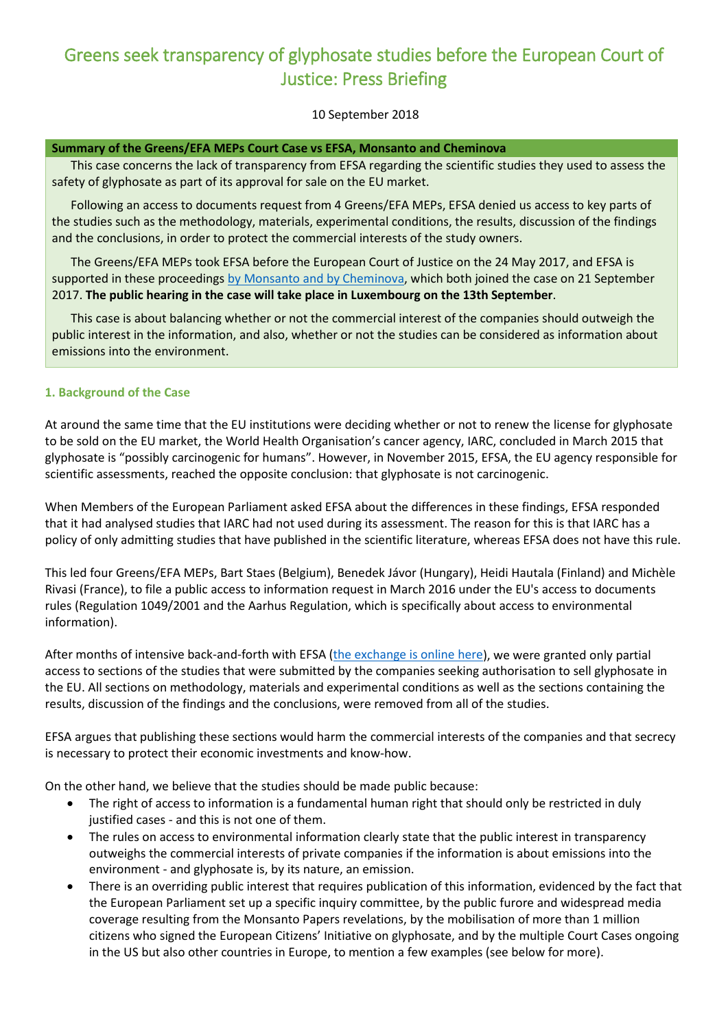# Greens seek transparency of glyphosate studies before the European Court of Justice: Press Briefing

10 September 2018

**Summary of the Greens/EFA MEPs Court Case vs EFSA, Monsanto and Cheminova**

This case concerns the lack of transparency from EFSA regarding the scientific studies they used to assess the safety of glyphosate as part of its approval for sale on the EU market.

Following an access to documents request from 4 Greens/EFA MEPs, EFSA denied us access to key parts of the studies such as the methodology, materials, experimental conditions, the results, discussion of the findings and the conclusions, in order to protect the commercial interests of the study owners.

The Greens/EFA MEPs took EFSA before the European Court of Justice on the 24 May 2017, and EFSA is supported in these proceedings by Monsanto and by Cheminova, which both joined the case on 21 September 2017. **The public hearing in the case will take place in Luxembourg on the 13th September**.

This case is about balancing whether or not the commercial interest of the companies should outweigh the public interest in the information, and also, whether or not the studies can be considered as information about emissions into the environment.

### 1. Background of the Case

At around the same time that the EU institutions were deciding whether or not to renew the license for glyphosate to be sold on the EU market, the World Health Organisation's cancer agency, IARC, concluded in March 2015 that glyphosate is "possibly carcinogenic for humans". However, in November 2015, EFSA, the EU agency responsible for scientific assessments, reached the opposite conclusion: that glyphosate is not carcinogenic.

When Members of the European Parliament asked EFSA about the differences in these findings, EFSA responded that it had analysed studies that IARC had not used during its assessment. The reason for this is that IARC has a policy of only admitting studies that have published in the scientific literature, whereas EFSA does not have this rule.

This led four Greens/EFA MEPs, Bart Staes (Belgium), Benedek Jávor (Hungary), Heidi Hautala (Finland) and Michèle Rivasi (France), to file a public access to information request in March 2016 under the EU's access to documents rules (Regulation 1049/2001 and the Aarhus Regulation, which is specifically about access to environmental information).

After months of intensive back-and-forth with EFSA (the exchange is online here), we were granted only partial access to sections of the studies that were submitted by the companies seeking authorisation to sell glyphosate in the EU. All sections on methodology, materials and experimental conditions as well as the sections containing the results, discussion of the findings and the conclusions, were removed from all of the studies.

EFSA argues that publishing these sections would harm the commercial interests of the companies and that secrecy is necessary to protect their economic investments and know-how.

On the other hand, we believe that the studies should be made public because:

- The right of access to information is a fundamental human right that should only be restricted in duly justified cases - and this is not one of them.
- The rules on access to environmental information clearly state that the public interest in transparency outweighs the commercial interests of private companies if the information is about emissions into the environment - and glyphosate is, by its nature, an emission.
- There is an overriding public interest that requires publication of this information, evidenced by the fact that the European Parliament set up a specific inquiry committee, by the public furore and widespread media coverage resulting from the Monsanto Papers revelations, by the mobilisation of more than 1 million citizens who signed the European Citizens' Initiative on glyphosate, and by the multiple Court Cases ongoing in the US but also other countries in Europe, to mention a few examples (see below for more).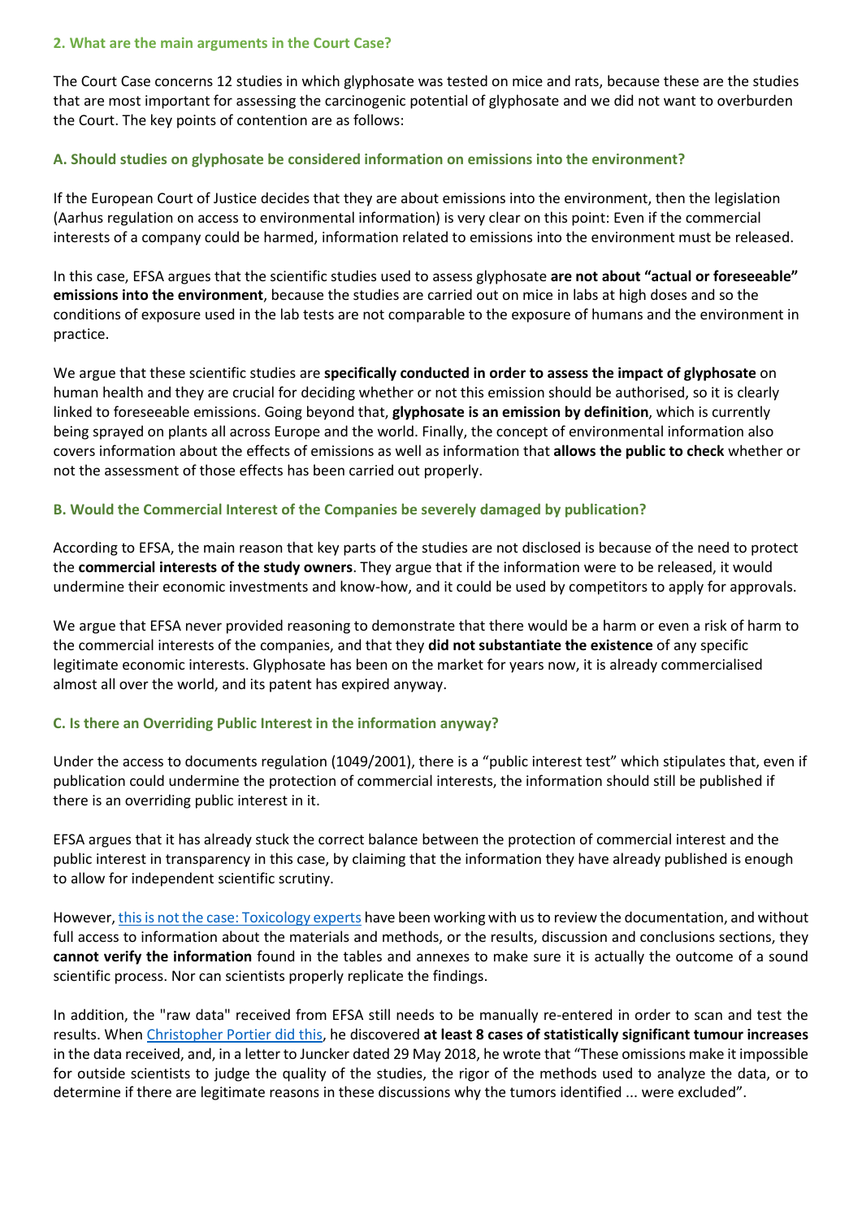## 2. What are the main arguments in the Court Case?

The Court Case concerns 12 studies in which glyphosate was tested on mice and rats, because these are the studies that are most important for assessing the carcinogenic potential of glyphosate and we did not want to overburden the Court. The key points of contention are as follows:

### A. Should studies on glyphosate be considered information on emissions into the environment?

If the European Court of Justice decides that they are about emissions into the environment, then the legislation (Aarhus regulation on access to environmental information) is very clear on this point: Even if the commercial interests of a company could be harmed, information related to emissions into the environment must be released.

In this case, EFSA argues that the scientific studies used to assess glyphosate **are not about "actual or foreseeable" emissions into the environment**, because the studies are carried out on mice in labs at high doses and so the conditions of exposure used in the lab tests are not comparable to the exposure of humans and the environment in practice.

We argue that these scientific studies are **specifically conducted in order to assess the impact of glyphosate** on human health and they are crucial for deciding whether or not this emission should be authorised, so it is clearly linked to foreseeable emissions. Going beyond that, **glyphosate is an emission by definition**, which is currently being sprayed on plants all across Europe and the world. Finally, the concept of environmental information also covers information about the effects of emissions as well as information that **allows the public to check** whether or not the assessment of those effects has been carried out properly.

### B. Would the Commercial Interest of the Companies be severely damaged by publication?

According to EFSA, the main reason that key parts of the studies are not disclosed is because of the need to protect the **commercial interests of the study owners**. They argue that if the information were to be released, it would undermine their economic investments and know-how, and it could be used by competitors to apply for approvals.

We argue that EFSA never provided reasoning to demonstrate that there would be a harm or even a risk of harm to the commercial interests of the companies, and that they **did not substantiate the existence** of any specific legitimate economic interests. Glyphosate has been on the market for years now, it is already commercialised almost all over the world, and its patent has expired anyway.

### C. Is there an Overriding Public Interest in the information anyway?

Under the access to documents regulation (1049/2001), there is a "public interest test" which stipulates that, even if publication could undermine the protection of commercial interests, the information should still be published if there is an overriding public interest in it.

EFSA argues that it has already stuck the correct balance between the protection of commercial interest and the public interest in transparency in this case, by claiming that the information they have already published is enough to allow for independent scientific scrutiny.

However, this is not the case: Toxicology experts have been working with us to review the documentation, and without full access to information about the materials and methods, or the results, discussion and conclusions sections, they **cannot verify the information** found in the tables and annexes to make sure it is actually the outcome of a sound scientific process. Nor can scientists properly replicate the findings.

In addition, the "raw data" received from EFSA still needs to be manually re-entered in order to scan and test the results. When Christopher Portier did this, he discovered **at least 8 cases of statistically significant tumour increases** in the data received, and, in a letter to Juncker dated 29 May 2018, he wrote that "These omissions make it impossible for outside scientists to judge the quality of the studies, the rigor of the methods used to analyze the data, or to determine if there are legitimate reasons in these discussions why the tumors identified ... were excluded".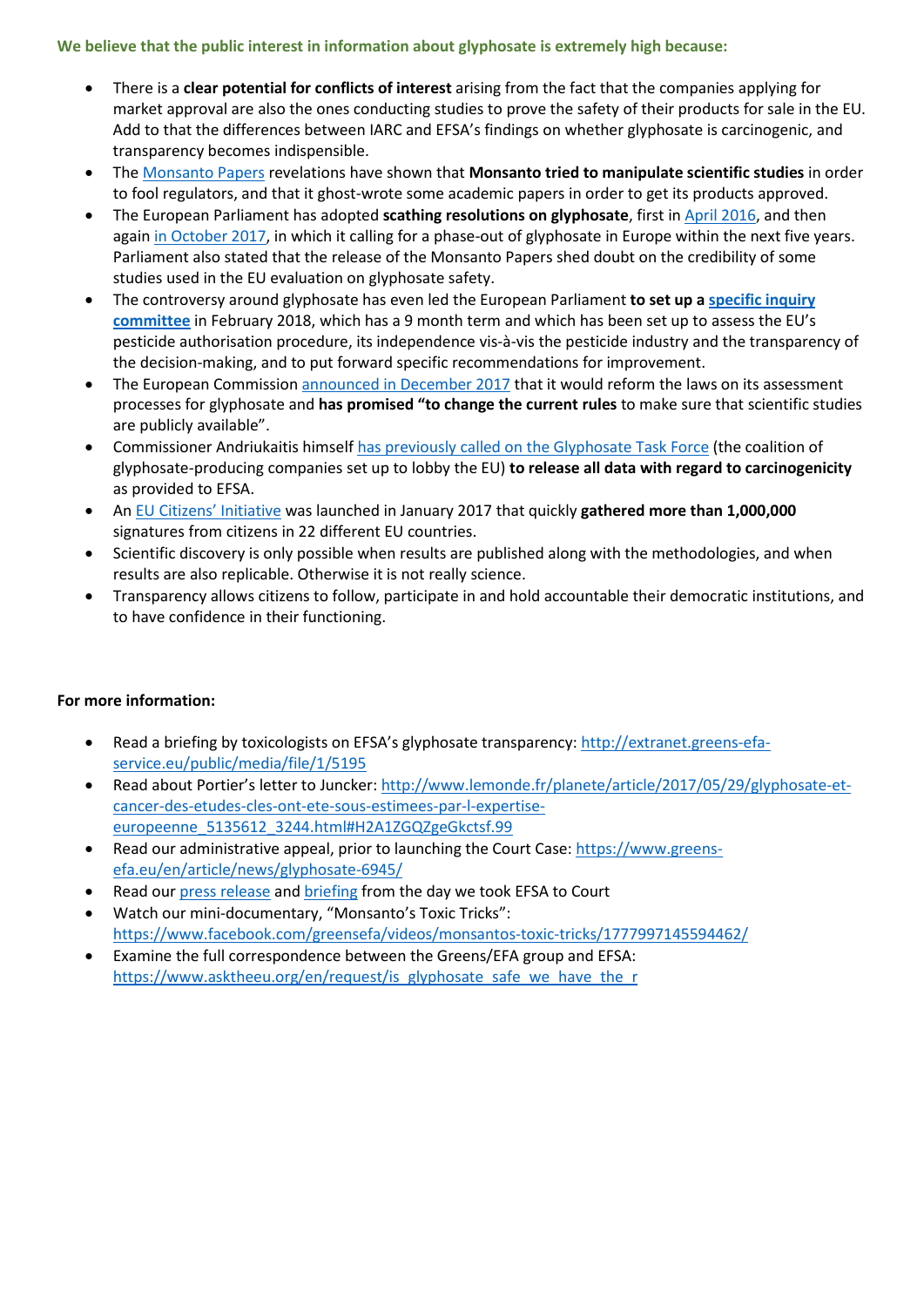**We believe that the public interest in information about glyphosate is extremely high because:**

- There is a **clear potential for conflicts of interest** arising from the fact that the companies applying for market approval are also the ones conducting studies to prove the safety of their products for sale in the EU. Add to that the differences between IARC and EFSA's findings on whether glyphosate is carcinogenic, and transparency becomes indispensible.
- The Monsanto Papers revelations have shown that **Monsanto tried to manipulate scientific studies** in order to fool regulators, and that it ghost-wrote some academic papers in order to get its products approved.
- The European Parliament has adopted **scathing resolutions on glyphosate**, first in April 2016, and then again in October 2017, in which it calling for a phase-out of glyphosate in Europe within the next five years. Parliament also stated that the release of the Monsanto Papers shed doubt on the credibility of some studies used in the EU evaluation on glyphosate safety.
- The controversy around glyphosate has even led the European Parliament **to set up a specific inquiry committee** in February 2018, which has a 9 month term and which has been set up to assess the EU's pesticide authorisation procedure, its independence vis-à-vis the pesticide industry and the transparency of the decision-making, and to put forward specific recommendations for improvement.
- The European Commission announced in December 2017 that it would reform the laws on its assessment processes for glyphosate and **has promised "to change the current rules** to make sure that scientific studies are publicly available".
- Commissioner Andriukaitis himself has previously called on the Glyphosate Task Force (the coalition of glyphosate-producing companies set up to lobby the EU) **to release all data with regard to carcinogenicity** as provided to EFSA.
- An EU Citizens' Initiative was launched in January 2017 that quickly **gathered more than 1,000,000** signatures from citizens in 22 different EU countries.
- Scientific discovery is only possible when results are published along with the methodologies, and when results are also replicable. Otherwise it is not really science.
- Transparency allows citizens to follow, participate in and hold accountable their democratic institutions, and to have confidence in their functioning.

**For more information:**

- Read a briefing by toxicologists on EFSA's glyphosate transparency: http://extranet.greens-efa-service.eu/public/media/file/1/5195
- Read about Portier's letter to Juncker: http://www.lemonde.fr/planete/article/2017/05/29/glyphosate-et-cancer-des-etudes-cles-ont-ete-sous-estimees-par-l-expertise-europeenne_5135612_3244.html#H2A1ZGQZgeGkctsf.99
- Read our administrative appeal, prior to launching the Court Case: https://www.greens-efa.eu/en/article/news/glyphosate-6945/
- Read our press release and briefing from the day we took EFSA to Court
- Watch our mini-documentary, "Monsanto's Toxic Tricks": https://www.facebook.com/greensefa/videos/monsantos-toxic-tricks/1777997145594462/
- Examine the full correspondence between the Greens/EFA group and EFSA: https://www.asktheeu.org/en/request/is_glyphosate_safe_we_have_the_r